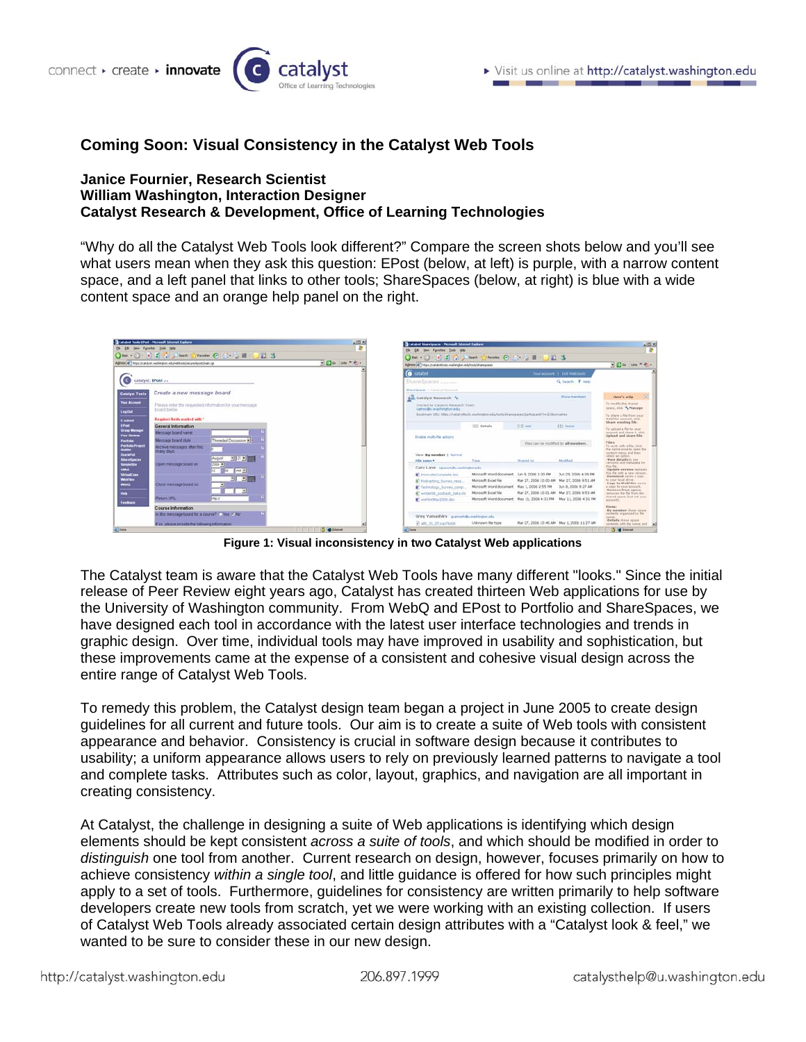# Coming Soon: Visual Consistency in the Catalyst Web Tools

**Janice Fournier, Research Scientist**
**William Washington, Interaction Designer**
**Catalyst Research & Development, Office of Learning Technologies**

"Why do all the Catalyst Web Tools look different?" Compare the screen shots below and you'll see what users mean when they ask this question: EPost (below, at left) is purple, with a narrow content space, and a left panel that links to other tools; ShareSpaces (below, at right) is blue with a wide content space and an orange help panel on the right.

**Figure 1: Visual inconsistency in two Catalyst Web applications**

The Catalyst team is aware that the Catalyst Web Tools have many different "looks." Since the initial release of Peer Review eight years ago, Catalyst has created thirteen Web applications for use by the University of Washington community. From WebQ and EPost to Portfolio and ShareSpaces, we have designed each tool in accordance with the latest user interface technologies and trends in graphic design. Over time, individual tools may have improved in usability and sophistication, but these improvements came at the expense of a consistent and cohesive visual design across the entire range of Catalyst Web Tools.

To remedy this problem, the Catalyst design team began a project in June 2005 to create design guidelines for all current and future tools. Our aim is to create a suite of Web tools with consistent appearance and behavior. Consistency is crucial in software design because it contributes to usability; a uniform appearance allows users to rely on previously learned patterns to navigate a tool and complete tasks. Attributes such as color, layout, graphics, and navigation are all important in creating consistency.

At Catalyst, the challenge in designing a suite of Web applications is identifying which design elements should be kept consistent *across a suite of tools*, and which should be modified in order to *distinguish* one tool from another. Current research on design, however, focuses primarily on how to achieve consistency *within a single tool*, and little guidance is offered for how such principles might apply to a set of tools. Furthermore, guidelines for consistency are written primarily to help software developers create new tools from scratch, yet we were working with an existing collection. If users of Catalyst Web Tools already associated certain design attributes with a "Catalyst look & feel," we wanted to be sure to consider these in our new design.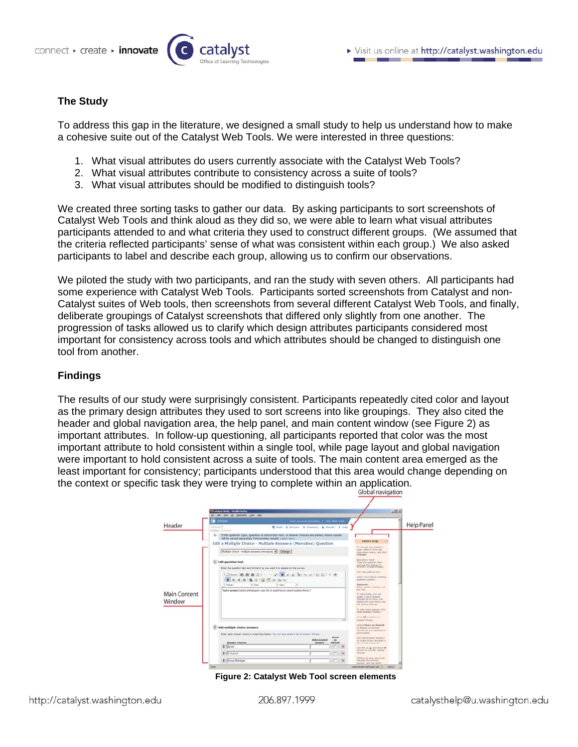## The Study

To address this gap in the literature, we designed a small study to help us understand how to make a cohesive suite out of the Catalyst Web Tools. We were interested in three questions:

1. What visual attributes do users currently associate with the Catalyst Web Tools?
2. What visual attributes contribute to consistency across a suite of tools?
3. What visual attributes should be modified to distinguish tools?

We created three sorting tasks to gather our data. By asking participants to sort screenshots of Catalyst Web Tools and think aloud as they did so, we were able to learn what visual attributes participants attended to and what criteria they used to construct different groups. (We assumed that the criteria reflected participants' sense of what was consistent within each group.) We also asked participants to label and describe each group, allowing us to confirm our observations.

We piloted the study with two participants, and ran the study with seven others. All participants had some experience with Catalyst Web Tools. Participants sorted screenshots from Catalyst and non-Catalyst suites of Web tools, then screenshots from several different Catalyst Web Tools, and finally, deliberate groupings of Catalyst screenshots that differed only slightly from one another. The progression of tasks allowed us to clarify which design attributes participants considered most important for consistency across tools and which attributes should be changed to distinguish one tool from another.

## Findings

The results of our study were surprisingly consistent. Participants repeatedly cited color and layout as the primary design attributes they used to sort screens into like groupings. They also cited the header and global navigation area, the help panel, and main content window (see Figure 2) as important attributes. In follow-up questioning, all participants reported that color was the most important attribute to hold consistent within a single tool, while page layout and global navigation were important to hold consistent across a suite of tools. The main content area emerged as the least important for consistency; participants understood that this area would change depending on the context or specific task they were trying to complete within an application.

**Figure 2: Catalyst Web Tool screen elements**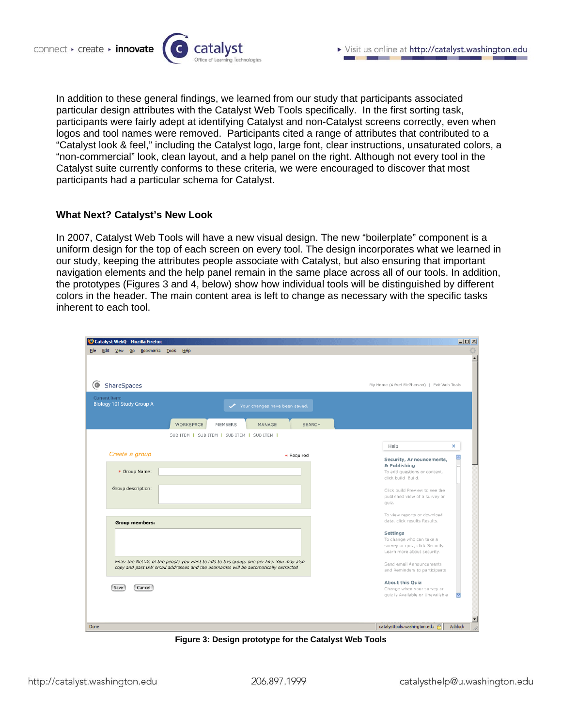In addition to these general findings, we learned from our study that participants associated particular design attributes with the Catalyst Web Tools specifically. In the first sorting task, participants were fairly adept at identifying Catalyst and non-Catalyst screens correctly, even when logos and tool names were removed. Participants cited a range of attributes that contributed to a "Catalyst look & feel," including the Catalyst logo, large font, clear instructions, unsaturated colors, a "non-commercial" look, clean layout, and a help panel on the right. Although not every tool in the Catalyst suite currently conforms to these criteria, we were encouraged to discover that most participants had a particular schema for Catalyst.

### What Next? Catalyst's New Look

In 2007, Catalyst Web Tools will have a new visual design. The new "boilerplate" component is a uniform design for the top of each screen on every tool. The design incorporates what we learned in our study, keeping the attributes people associate with Catalyst, but also ensuring that important navigation elements and the help panel remain in the same place across all of our tools. In addition, the prototypes (Figures 3 and 4, below) show how individual tools will be distinguished by different colors in the header. The main content area is left to change as necessary with the specific tasks inherent to each tool.

**Figure 3: Design prototype for the Catalyst Web Tools**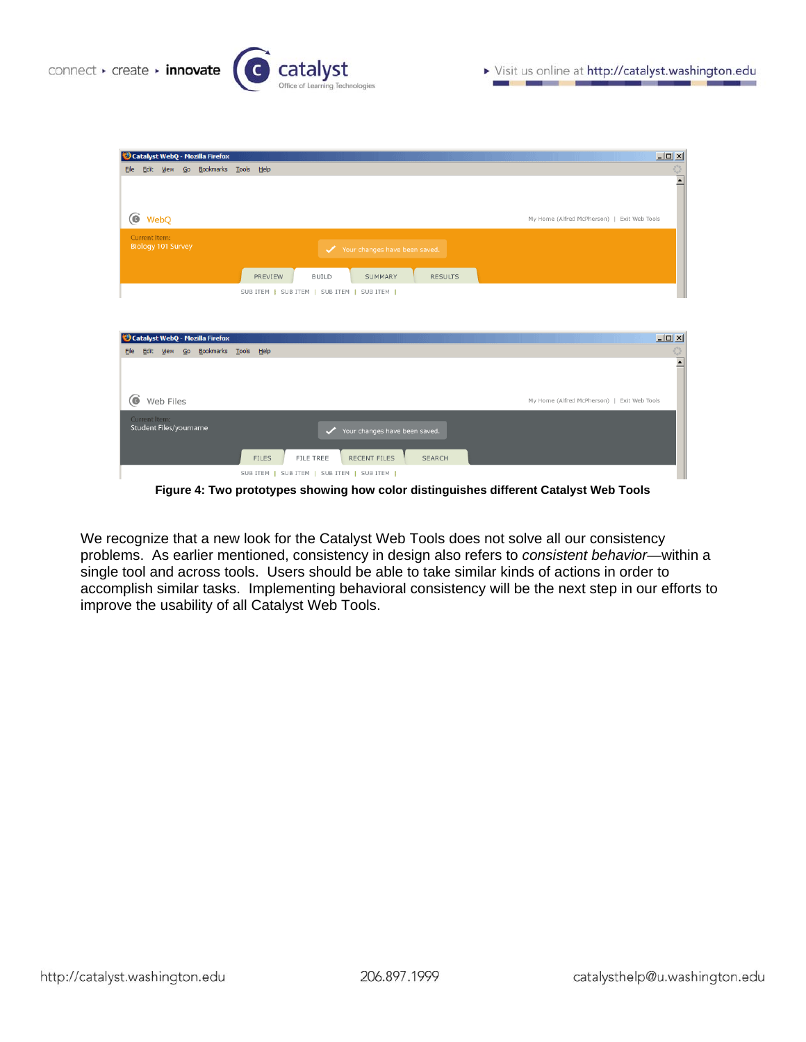**Figure 4: Two prototypes showing how color distinguishes different Catalyst Web Tools**

We recognize that a new look for the Catalyst Web Tools does not solve all our consistency problems. As earlier mentioned, consistency in design also refers to *consistent behavior*—within a single tool and across tools. Users should be able to take similar kinds of actions in order to accomplish similar tasks. Implementing behavioral consistency will be the next step in our efforts to improve the usability of all Catalyst Web Tools.